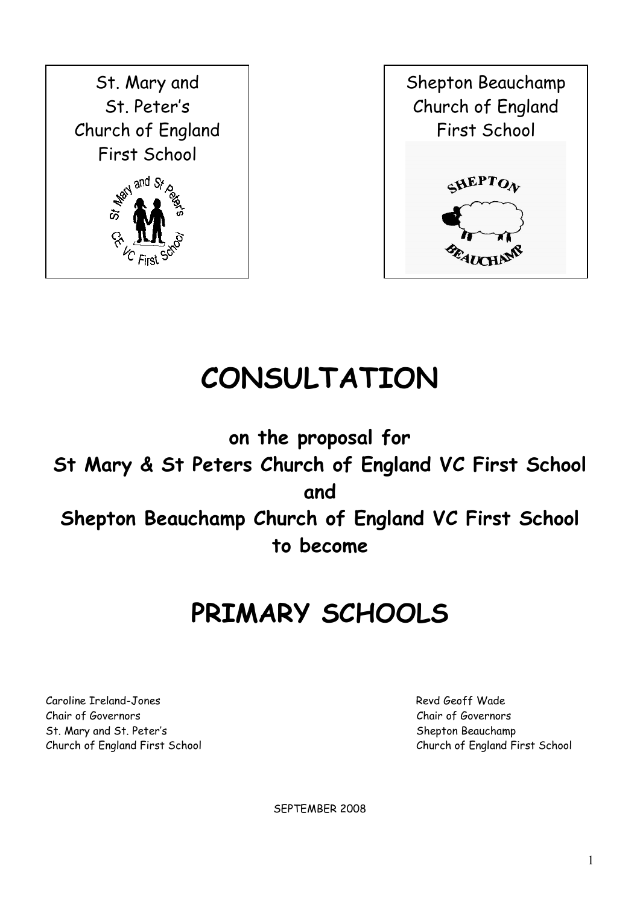St. Mary and St. Peter's Church of England First School

Shepton Beauchamp Church of England First School

# CONSULTATION

**on the proposal for**

**St Mary & St Peters Church of England VC First School**

**and**

**Shepton Beauchamp Church of England VC First School**

**to become**

# PRIMARY SCHOOLS

Caroline Ireland-Jones
Chair of Governors
St. Mary and St. Peter's
Church of England First School

Revd Geoff Wade
Chair of Governors
Shepton Beauchamp
Church of England First School

SEPTEMBER 2008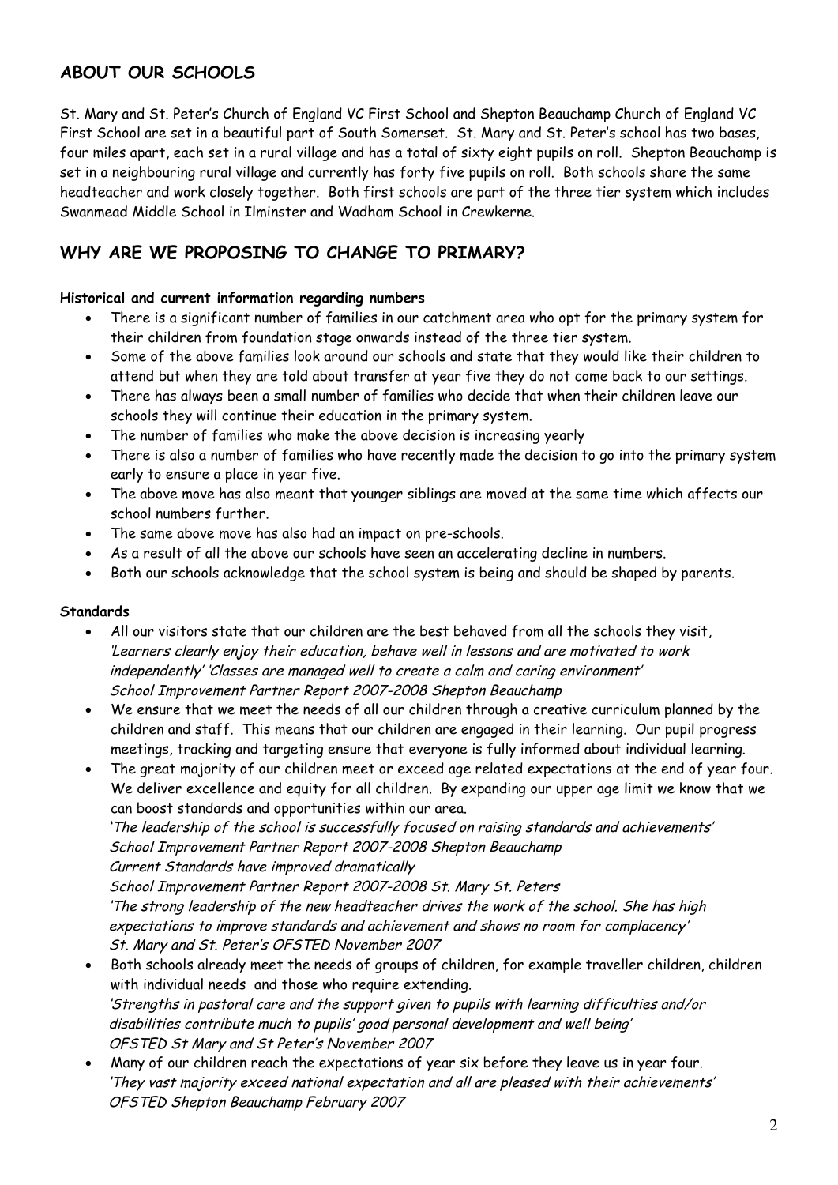## ABOUT OUR SCHOOLS

St. Mary and St. Peter's Church of England VC First School and Shepton Beauchamp Church of England VC First School are set in a beautiful part of South Somerset. St. Mary and St. Peter's school has two bases, four miles apart, each set in a rural village and has a total of sixty eight pupils on roll. Shepton Beauchamp is set in a neighbouring rural village and currently has forty five pupils on roll. Both schools share the same headteacher and work closely together. Both first schools are part of the three tier system which includes Swanmead Middle School in Ilminster and Wadham School in Crewkerne.

## WHY ARE WE PROPOSING TO CHANGE TO PRIMARY?

**Historical and current information regarding numbers**

- There is a significant number of families in our catchment area who opt for the primary system for their children from foundation stage onwards instead of the three tier system.
- Some of the above families look around our schools and state that they would like their children to attend but when they are told about transfer at year five they do not come back to our settings.
- There has always been a small number of families who decide that when their children leave our schools they will continue their education in the primary system.
- The number of families who make the above decision is increasing yearly
- There is also a number of families who have recently made the decision to go into the primary system early to ensure a place in year five.
- The above move has also meant that younger siblings are moved at the same time which affects our school numbers further.
- The same above move has also had an impact on pre-schools.
- As a result of all the above our schools have seen an accelerating decline in numbers.
- Both our schools acknowledge that the school system is being and should be shaped by parents.

**Standards**

- All our visitors state that our children are the best behaved from all the schools they visit, *'Learners clearly enjoy their education, behave well in lessons and are motivated to work independently' 'Classes are managed well to create a calm and caring environment'*
  *School Improvement Partner Report 2007-2008 Shepton Beauchamp*
- We ensure that we meet the needs of all our children through a creative curriculum planned by the children and staff. This means that our children are engaged in their learning. Our pupil progress meetings, tracking and targeting ensure that everyone is fully informed about individual learning.
- The great majority of our children meet or exceed age related expectations at the end of year four. We deliver excellence and equity for all children. By expanding our upper age limit we know that we can boost standards and opportunities within our area.
  *'The leadership of the school is successfully focused on raising standards and achievements'*
  *School Improvement Partner Report 2007-2008 Shepton Beauchamp*
  *Current Standards have improved dramatically*
  *School Improvement Partner Report 2007-2008 St. Mary St. Peters*
  *'The strong leadership of the new headteacher drives the work of the school. She has high expectations to improve standards and achievement and shows no room for complacency'*
  *St. Mary and St. Peter's OFSTED November 2007*
- Both schools already meet the needs of groups of children, for example traveller children, children with individual needs and those who require extending.
  *'Strengths in pastoral care and the support given to pupils with learning difficulties and/or disabilities contribute much to pupils' good personal development and well being'*
  *OFSTED St Mary and St Peter's November 2007*
- Many of our children reach the expectations of year six before they leave us in year four.
  *'They vast majority exceed national expectation and all are pleased with their achievements'*
  *OFSTED Shepton Beauchamp February 2007*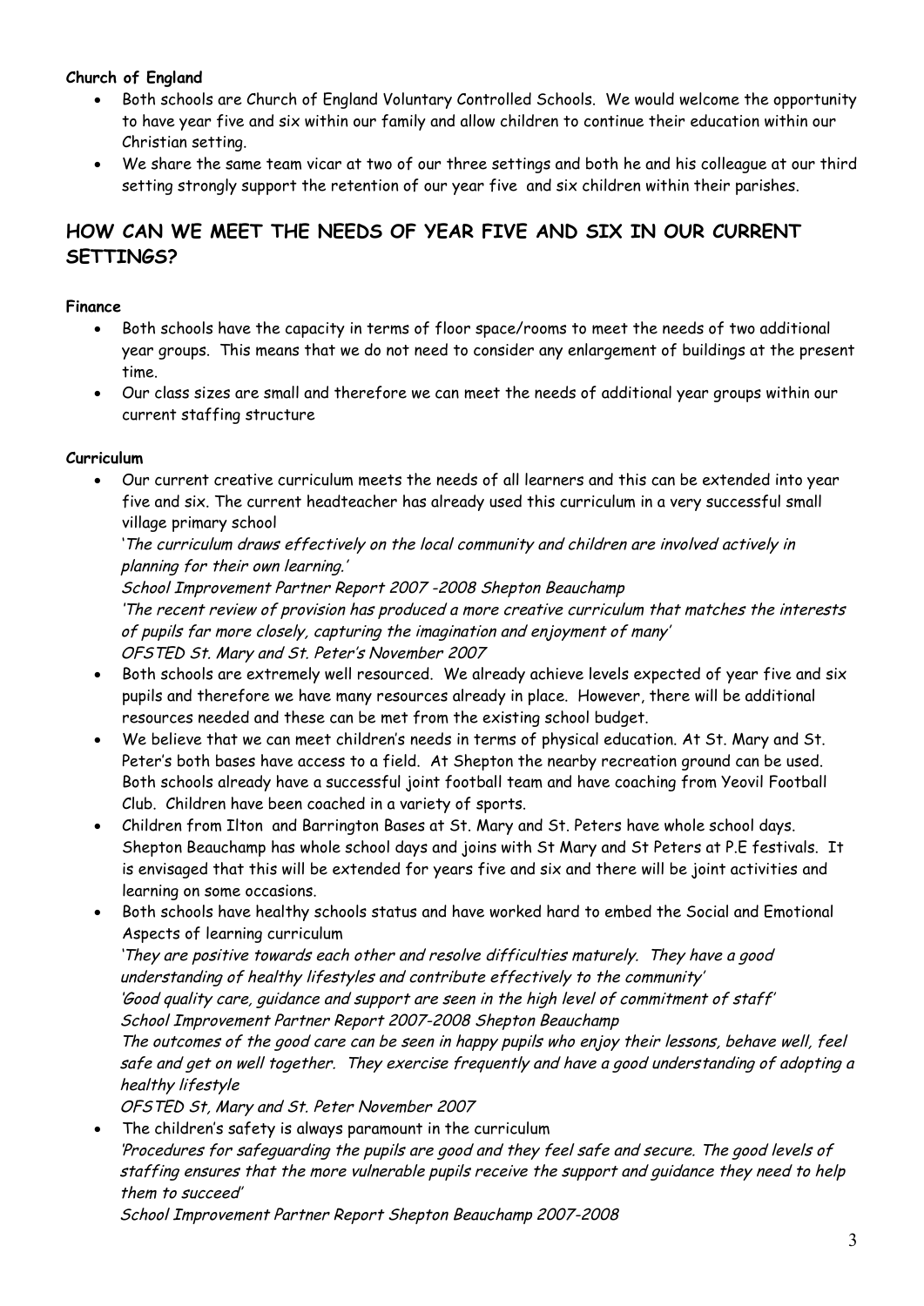**Church of England**

- Both schools are Church of England Voluntary Controlled Schools. We would welcome the opportunity to have year five and six within our family and allow children to continue their education within our Christian setting.
- We share the same team vicar at two of our three settings and both he and his colleague at our third setting strongly support the retention of our year five and six children within their parishes.

## HOW CAN WE MEET THE NEEDS OF YEAR FIVE AND SIX IN OUR CURRENT SETTINGS?

**Finance**

- Both schools have the capacity in terms of floor space/rooms to meet the needs of two additional year groups. This means that we do not need to consider any enlargement of buildings at the present time.
- Our class sizes are small and therefore we can meet the needs of additional year groups within our current staffing structure

**Curriculum**

- Our current creative curriculum meets the needs of all learners and this can be extended into year five and six. The current headteacher has already used this curriculum in a very successful small village primary school

  *'The curriculum draws effectively on the local community and children are involved actively in planning for their own learning.'*
  *School Improvement Partner Report 2007 -2008 Shepton Beauchamp*
  *'The recent review of provision has produced a more creative curriculum that matches the interests of pupils far more closely, capturing the imagination and enjoyment of many'*
  *OFSTED St. Mary and St. Peter's November 2007*
- Both schools are extremely well resourced. We already achieve levels expected of year five and six pupils and therefore we have many resources already in place. However, there will be additional resources needed and these can be met from the existing school budget.
- We believe that we can meet children's needs in terms of physical education. At St. Mary and St. Peter's both bases have access to a field. At Shepton the nearby recreation ground can be used. Both schools already have a successful joint football team and have coaching from Yeovil Football Club. Children have been coached in a variety of sports.
- Children from Ilton and Barrington Bases at St. Mary and St. Peters have whole school days. Shepton Beauchamp has whole school days and joins with St Mary and St Peters at P.E festivals. It is envisaged that this will be extended for years five and six and there will be joint activities and learning on some occasions.
- Both schools have healthy schools status and have worked hard to embed the Social and Emotional Aspects of learning curriculum

  *'They are positive towards each other and resolve difficulties maturely. They have a good understanding of healthy lifestyles and contribute effectively to the community'*
  *'Good quality care, guidance and support are seen in the high level of commitment of staff'*
  *School Improvement Partner Report 2007-2008 Shepton Beauchamp*
  *The outcomes of the good care can be seen in happy pupils who enjoy their lessons, behave well, feel safe and get on well together. They exercise frequently and have a good understanding of adopting a healthy lifestyle*
  *OFSTED St, Mary and St. Peter November 2007*
- The children's safety is always paramount in the curriculum

  *'Procedures for safeguarding the pupils are good and they feel safe and secure. The good levels of staffing ensures that the more vulnerable pupils receive the support and guidance they need to help them to succeed'*
  *School Improvement Partner Report Shepton Beauchamp 2007-2008*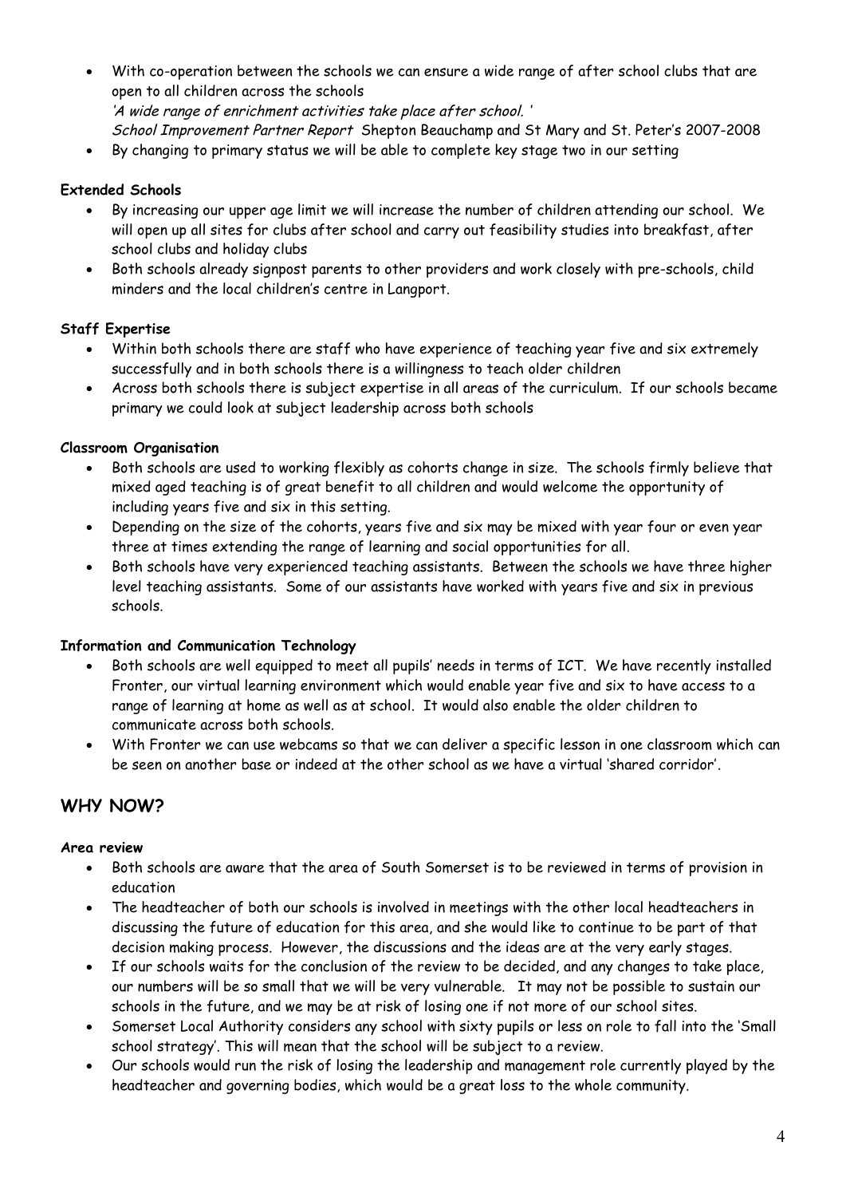- With co-operation between the schools we can ensure a wide range of after school clubs that are open to all children across the schools
  *'A wide range of enrichment activities take place after school. '*
  *School Improvement Partner Report* Shepton Beauchamp and St Mary and St. Peter's 2007-2008
- By changing to primary status we will be able to complete key stage two in our setting

**Extended Schools**

- By increasing our upper age limit we will increase the number of children attending our school. We will open up all sites for clubs after school and carry out feasibility studies into breakfast, after school clubs and holiday clubs
- Both schools already signpost parents to other providers and work closely with pre-schools, child minders and the local children's centre in Langport.

**Staff Expertise**

- Within both schools there are staff who have experience of teaching year five and six extremely successfully and in both schools there is a willingness to teach older children
- Across both schools there is subject expertise in all areas of the curriculum. If our schools became primary we could look at subject leadership across both schools

**Classroom Organisation**

- Both schools are used to working flexibly as cohorts change in size. The schools firmly believe that mixed aged teaching is of great benefit to all children and would welcome the opportunity of including years five and six in this setting.
- Depending on the size of the cohorts, years five and six may be mixed with year four or even year three at times extending the range of learning and social opportunities for all.
- Both schools have very experienced teaching assistants. Between the schools we have three higher level teaching assistants. Some of our assistants have worked with years five and six in previous schools.

**Information and Communication Technology**

- Both schools are well equipped to meet all pupils' needs in terms of ICT. We have recently installed Fronter, our virtual learning environment which would enable year five and six to have access to a range of learning at home as well as at school. It would also enable the older children to communicate across both schools.
- With Fronter we can use webcams so that we can deliver a specific lesson in one classroom which can be seen on another base or indeed at the other school as we have a virtual 'shared corridor'.

## WHY NOW?

**Area review**

- Both schools are aware that the area of South Somerset is to be reviewed in terms of provision in education
- The headteacher of both our schools is involved in meetings with the other local headteachers in discussing the future of education for this area, and she would like to continue to be part of that decision making process. However, the discussions and the ideas are at the very early stages.
- If our schools waits for the conclusion of the review to be decided, and any changes to take place, our numbers will be so small that we will be very vulnerable. It may not be possible to sustain our schools in the future, and we may be at risk of losing one if not more of our school sites.
- Somerset Local Authority considers any school with sixty pupils or less on role to fall into the 'Small school strategy'. This will mean that the school will be subject to a review.
- Our schools would run the risk of losing the leadership and management role currently played by the headteacher and governing bodies, which would be a great loss to the whole community.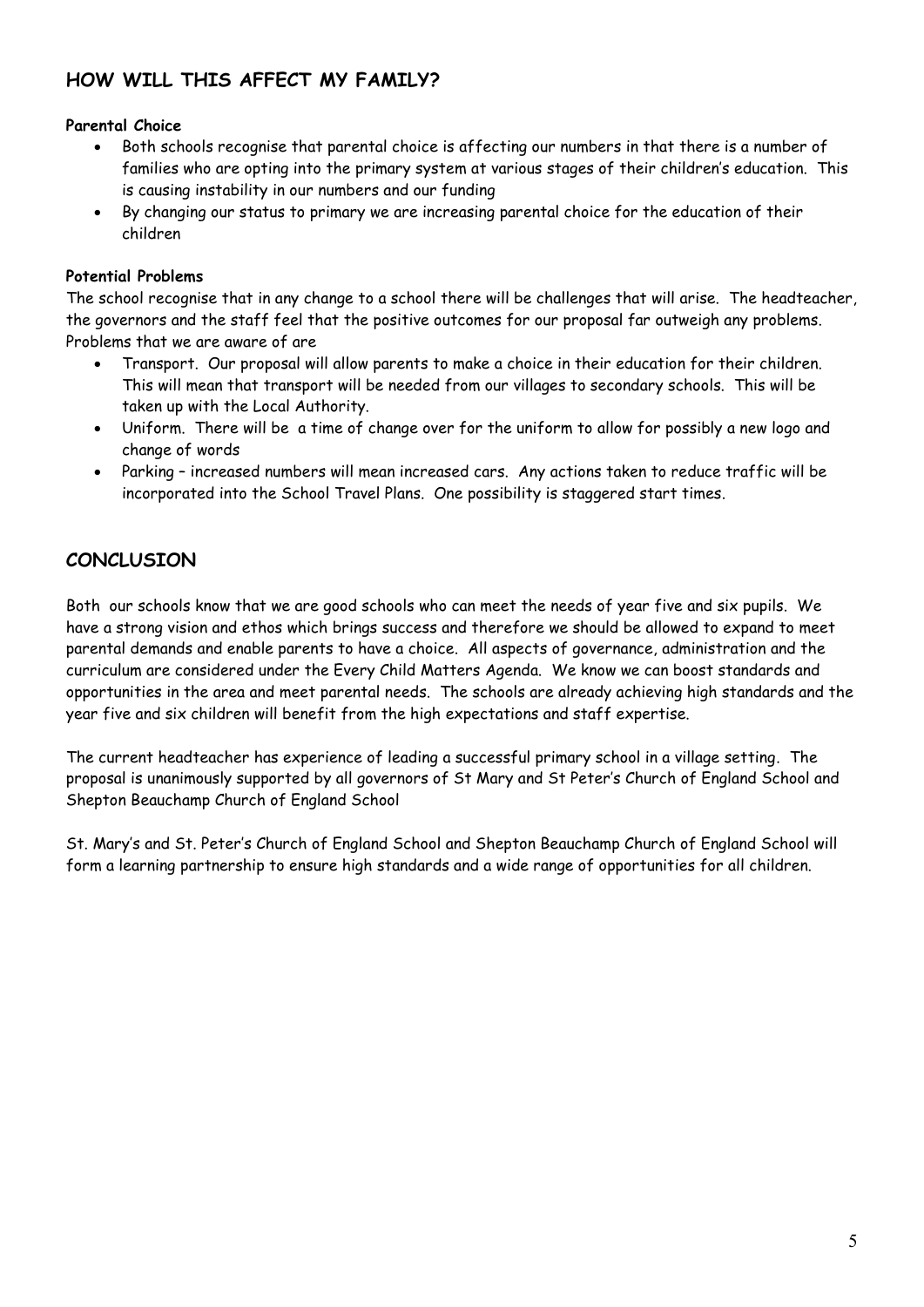## HOW WILL THIS AFFECT MY FAMILY?

**Parental Choice**

- Both schools recognise that parental choice is affecting our numbers in that there is a number of families who are opting into the primary system at various stages of their children's education. This is causing instability in our numbers and our funding
- By changing our status to primary we are increasing parental choice for the education of their children

**Potential Problems**

The school recognise that in any change to a school there will be challenges that will arise. The headteacher, the governors and the staff feel that the positive outcomes for our proposal far outweigh any problems. Problems that we are aware of are

- Transport. Our proposal will allow parents to make a choice in their education for their children. This will mean that transport will be needed from our villages to secondary schools. This will be taken up with the Local Authority.
- Uniform. There will be a time of change over for the uniform to allow for possibly a new logo and change of words
- Parking – increased numbers will mean increased cars. Any actions taken to reduce traffic will be incorporated into the School Travel Plans. One possibility is staggered start times.

## CONCLUSION

Both our schools know that we are good schools who can meet the needs of year five and six pupils. We have a strong vision and ethos which brings success and therefore we should be allowed to expand to meet parental demands and enable parents to have a choice. All aspects of governance, administration and the curriculum are considered under the Every Child Matters Agenda. We know we can boost standards and opportunities in the area and meet parental needs. The schools are already achieving high standards and the year five and six children will benefit from the high expectations and staff expertise.

The current headteacher has experience of leading a successful primary school in a village setting. The proposal is unanimously supported by all governors of St Mary and St Peter's Church of England School and Shepton Beauchamp Church of England School

St. Mary's and St. Peter's Church of England School and Shepton Beauchamp Church of England School will form a learning partnership to ensure high standards and a wide range of opportunities for all children.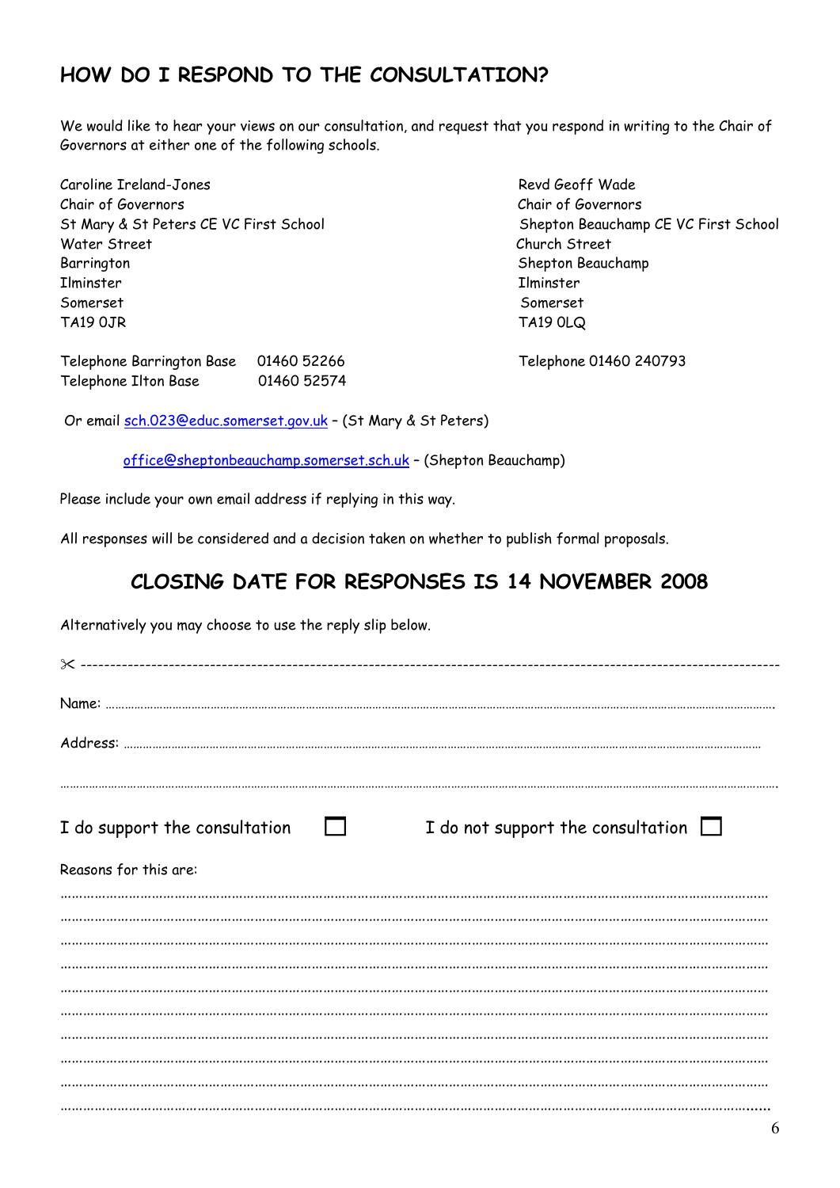## HOW DO I RESPOND TO THE CONSULTATION?

We would like to hear your views on our consultation, and request that you respond in writing to the Chair of Governors at either one of the following schools.

Caroline Ireland-Jones
Chair of Governors
St Mary & St Peters CE VC First School
Water Street
Barrington
Ilminster
Somerset
TA19 0JR

Telephone Barrington Base 01460 52266
Telephone Ilton Base 01460 52574

Revd Geoff Wade
Chair of Governors
Shepton Beauchamp CE VC First School
Church Street
Shepton Beauchamp
Ilminster
Somerset
TA19 0LQ

Telephone 01460 240793

Or email sch.023@educ.somerset.gov.uk – (St Mary & St Peters)

office@sheptonbeauchamp.somerset.sch.uk – (Shepton Beauchamp)

Please include your own email address if replying in this way.

All responses will be considered and a decision taken on whether to publish formal proposals.

## CLOSING DATE FOR RESPONSES IS 14 NOVEMBER 2008

Alternatively you may choose to use the reply slip below.

✂ ------------------------------------------------------------------------------------------------------------

Name: ……………………………………………………………………………………………………………………

Address: …………………………………………………………………………………………………………………

……………………………………………………………………………………………………………………………

I do support the consultation ☐ I do not support the consultation ☐

Reasons for this are:

……………………………………………………………………………………………………………………………

……………………………………………………………………………………………………………………………

……………………………………………………………………………………………………………………………

……………………………………………………………………………………………………………………………

……………………………………………………………………………………………………………………………

……………………………………………………………………………………………………………………………

……………………………………………………………………………………………………………………………

……………………………………………………………………………………………………………………………

……………………………………………………………………………………………………………………………

……………………………………………………………………………………………………………………………